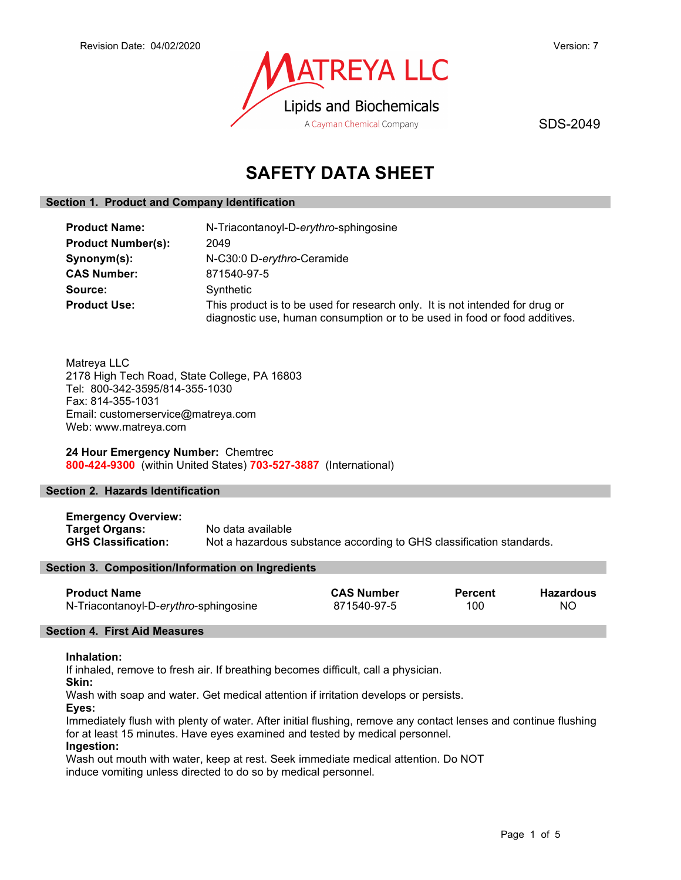Revision Date: 04/02/2020

Version: 7

MATREYA LLC
Lipids and Biochemicals
A Cayman Chemical Company

SDS-2049

# SAFETY DATA SHEET

## Section 1. Product and Company Identification

**Product Name:** N-Triacontanoyl-D-*erythro*-sphingosine

**Product Number(s):** 2049

**Synonym(s):** N-C30:0 D-*erythro*-Ceramide

**CAS Number:** 871540-97-5

**Source:** Synthetic

**Product Use:** This product is to be used for research only. It is not intended for drug or diagnostic use, human consumption or to be used in food or food additives.

Matreya LLC
2178 High Tech Road, State College, PA 16803
Tel: 800-342-3595/814-355-1030
Fax: 814-355-1031
Email: customerservice@matreya.com
Web: www.matreya.com

**24 Hour Emergency Number:** Chemtrec
**800-424-9300** (within United States) **703-527-3887** (International)

## Section 2. Hazards Identification

**Emergency Overview:**

**Target Organs:** No data available

**GHS Classification:** Not a hazardous substance according to GHS classification standards.

## Section 3. Composition/Information on Ingredients

| Product Name | CAS Number | Percent | Hazardous |
|---|---|---|---|
| N-Triacontanoyl-D-*erythro*-sphingosine | 871540-97-5 | 100 | NO |

## Section 4. First Aid Measures

**Inhalation:**
If inhaled, remove to fresh air. If breathing becomes difficult, call a physician.

**Skin:**
Wash with soap and water. Get medical attention if irritation develops or persists.

**Eyes:**
Immediately flush with plenty of water. After initial flushing, remove any contact lenses and continue flushing for at least 15 minutes. Have eyes examined and tested by medical personnel.

**Ingestion:**
Wash out mouth with water, keep at rest. Seek immediate medical attention. Do NOT induce vomiting unless directed to do so by medical personnel.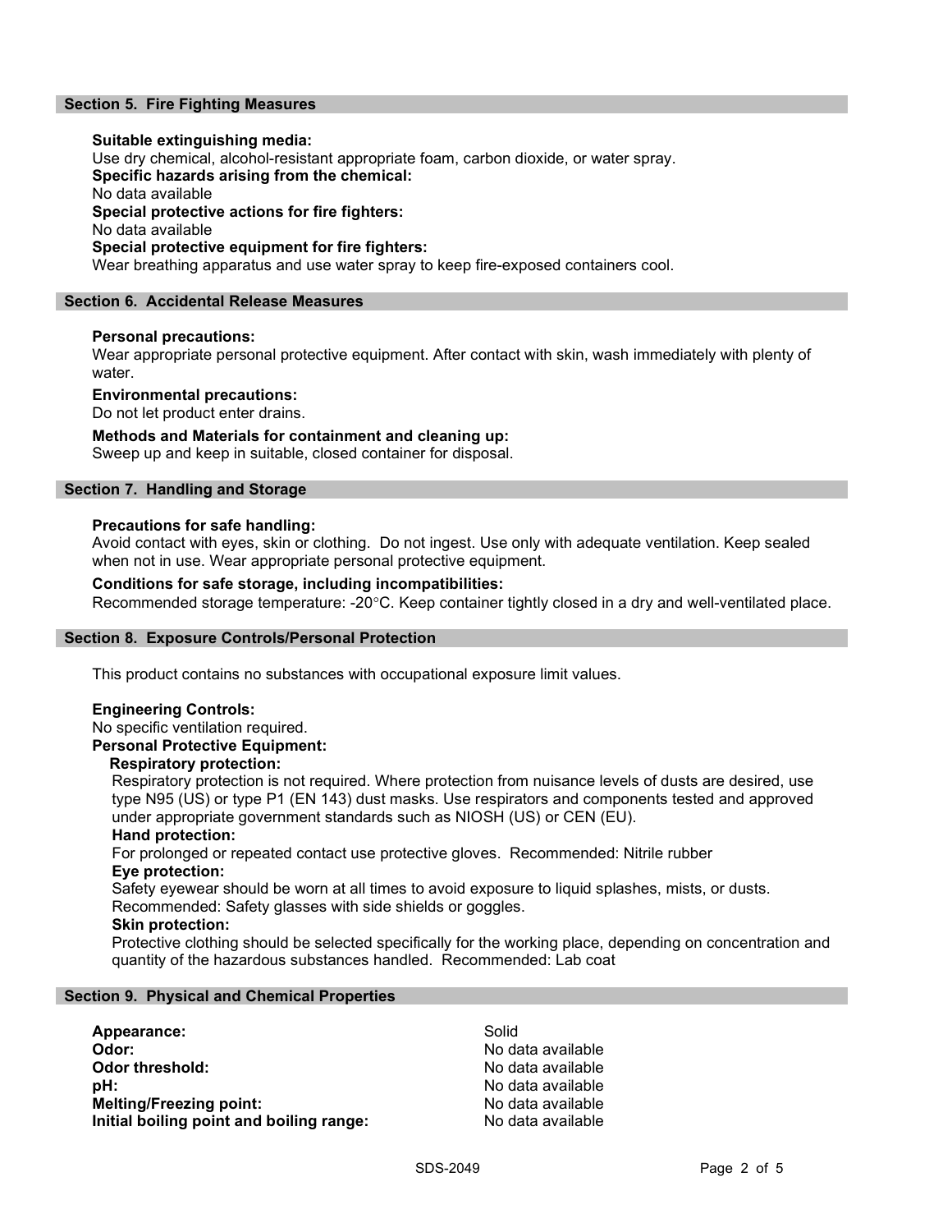## Section 5. Fire Fighting Measures

**Suitable extinguishing media:**
Use dry chemical, alcohol-resistant appropriate foam, carbon dioxide, or water spray.

**Specific hazards arising from the chemical:**
No data available

**Special protective actions for fire fighters:**
No data available

**Special protective equipment for fire fighters:**
Wear breathing apparatus and use water spray to keep fire-exposed containers cool.

## Section 6. Accidental Release Measures

**Personal precautions:**
Wear appropriate personal protective equipment. After contact with skin, wash immediately with plenty of water.

**Environmental precautions:**
Do not let product enter drains.

**Methods and Materials for containment and cleaning up:**
Sweep up and keep in suitable, closed container for disposal.

## Section 7. Handling and Storage

**Precautions for safe handling:**
Avoid contact with eyes, skin or clothing. Do not ingest. Use only with adequate ventilation. Keep sealed when not in use. Wear appropriate personal protective equipment.

**Conditions for safe storage, including incompatibilities:**
Recommended storage temperature: -20°C. Keep container tightly closed in a dry and well-ventilated place.

## Section 8. Exposure Controls/Personal Protection

This product contains no substances with occupational exposure limit values.

**Engineering Controls:**
No specific ventilation required.

**Personal Protective Equipment:**

**Respiratory protection:**
Respiratory protection is not required. Where protection from nuisance levels of dusts are desired, use type N95 (US) or type P1 (EN 143) dust masks. Use respirators and components tested and approved under appropriate government standards such as NIOSH (US) or CEN (EU).

**Hand protection:**
For prolonged or repeated contact use protective gloves. Recommended: Nitrile rubber

**Eye protection:**
Safety eyewear should be worn at all times to avoid exposure to liquid splashes, mists, or dusts. Recommended: Safety glasses with side shields or goggles.

**Skin protection:**
Protective clothing should be selected specifically for the working place, depending on concentration and quantity of the hazardous substances handled. Recommended: Lab coat

## Section 9. Physical and Chemical Properties

| | |
|---|---|
| **Appearance:** | Solid |
| **Odor:** | No data available |
| **Odor threshold:** | No data available |
| **pH:** | No data available |
| **Melting/Freezing point:** | No data available |
| **Initial boiling point and boiling range:** | No data available |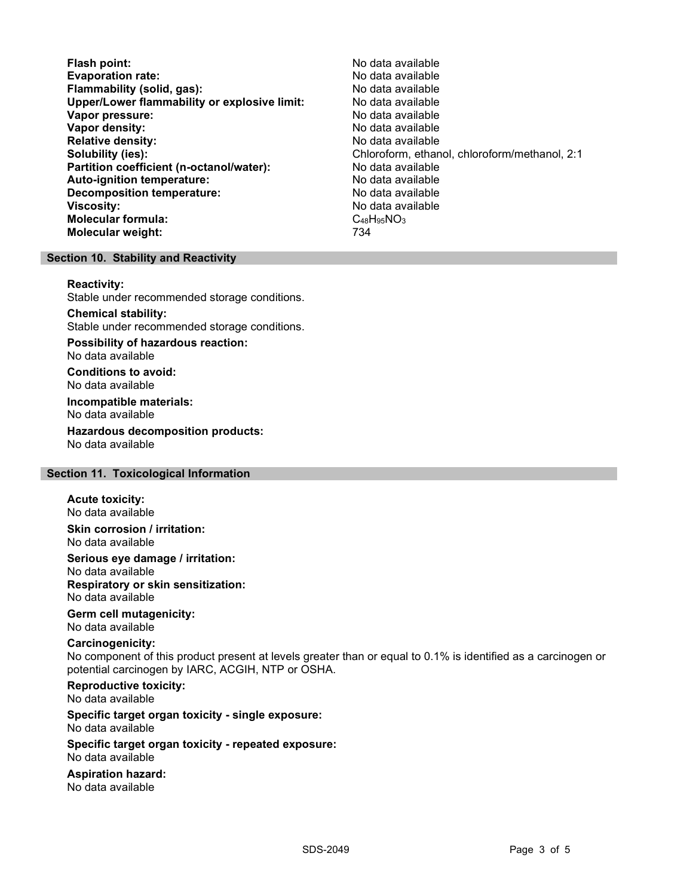**Flash point:** No data available
**Evaporation rate:** No data available
**Flammability (solid, gas):** No data available
**Upper/Lower flammability or explosive limit:** No data available
**Vapor pressure:** No data available
**Vapor density:** No data available
**Relative density:** No data available
**Solubility (ies):** Chloroform, ethanol, chloroform/methanol, 2:1
**Partition coefficient (n-octanol/water):** No data available
**Auto-ignition temperature:** No data available
**Decomposition temperature:** No data available
**Viscosity:** No data available
**Molecular formula:** $C_{48}H_{95}NO_3$
**Molecular weight:** 734

## Section 10. Stability and Reactivity

**Reactivity:**
Stable under recommended storage conditions.

**Chemical stability:**
Stable under recommended storage conditions.

**Possibility of hazardous reaction:**
No data available

**Conditions to avoid:**
No data available

**Incompatible materials:**
No data available

**Hazardous decomposition products:**
No data available

## Section 11. Toxicological Information

**Acute toxicity:**
No data available

**Skin corrosion / irritation:**
No data available

**Serious eye damage / irritation:**
No data available

**Respiratory or skin sensitization:**
No data available

**Germ cell mutagenicity:**
No data available

**Carcinogenicity:**
No component of this product present at levels greater than or equal to 0.1% is identified as a carcinogen or potential carcinogen by IARC, ACGIH, NTP or OSHA.

**Reproductive toxicity:**
No data available

**Specific target organ toxicity - single exposure:**
No data available

**Specific target organ toxicity - repeated exposure:**
No data available

**Aspiration hazard:**
No data available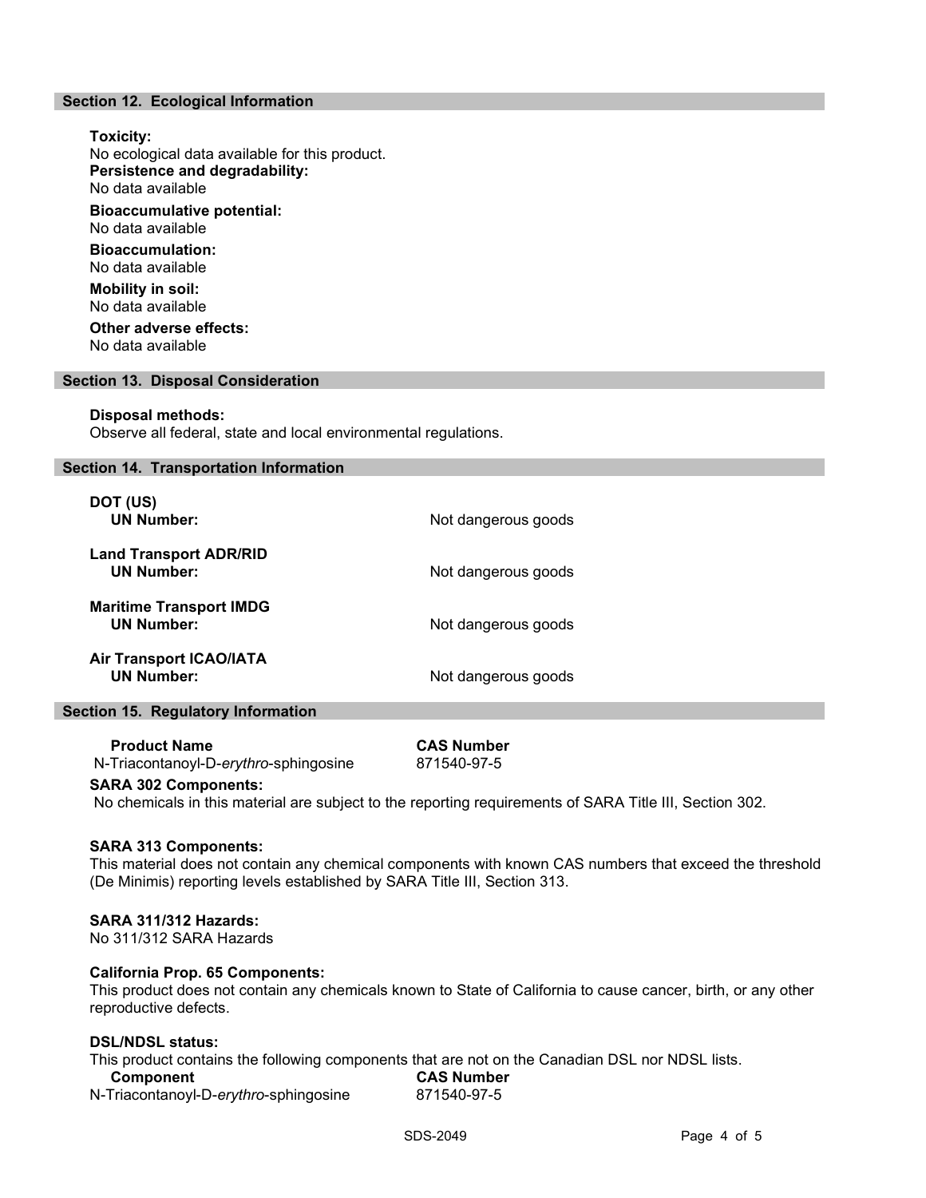## Section 12. Ecological Information

**Toxicity:**
No ecological data available for this product.

**Persistence and degradability:**
No data available

**Bioaccumulative potential:**
No data available

**Bioaccumulation:**
No data available

**Mobility in soil:**
No data available

**Other adverse effects:**
No data available

## Section 13. Disposal Consideration

**Disposal methods:**
Observe all federal, state and local environmental regulations.

## Section 14. Transportation Information

**DOT (US)**
**UN Number:** Not dangerous goods

**Land Transport ADR/RID**
**UN Number:** Not dangerous goods

**Maritime Transport IMDG**
**UN Number:** Not dangerous goods

**Air Transport ICAO/IATA**
**UN Number:** Not dangerous goods

## Section 15. Regulatory Information

| Product Name | CAS Number |
|---|---|
| N-Triacontanoyl-D-*erythro*-sphingosine | 871540-97-5 |

**SARA 302 Components:**
No chemicals in this material are subject to the reporting requirements of SARA Title III, Section 302.

**SARA 313 Components:**
This material does not contain any chemical components with known CAS numbers that exceed the threshold (De Minimis) reporting levels established by SARA Title III, Section 313.

**SARA 311/312 Hazards:**
No 311/312 SARA Hazards

**California Prop. 65 Components:**
This product does not contain any chemicals known to State of California to cause cancer, birth, or any other reproductive defects.

**DSL/NDSL status:**
This product contains the following components that are not on the Canadian DSL nor NDSL lists.

| Component | CAS Number |
|---|---|
| N-Triacontanoyl-D-*erythro*-sphingosine | 871540-97-5 |

SDS-2049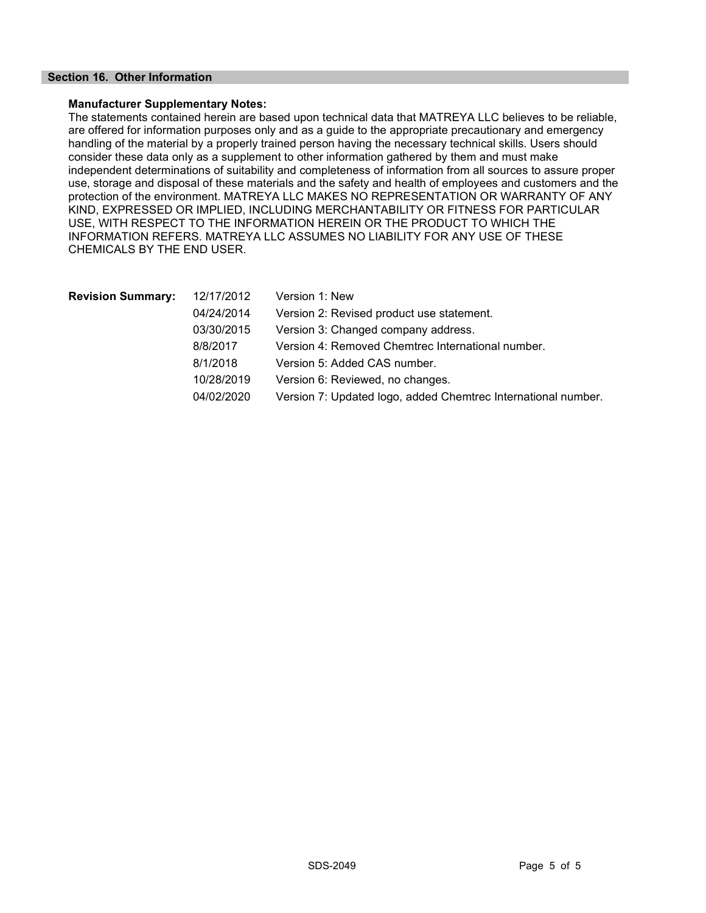## Section 16. Other Information

**Manufacturer Supplementary Notes:**

The statements contained herein are based upon technical data that MATREYA LLC believes to be reliable, are offered for information purposes only and as a guide to the appropriate precautionary and emergency handling of the material by a properly trained person having the necessary technical skills. Users should consider these data only as a supplement to other information gathered by them and must make independent determinations of suitability and completeness of information from all sources to assure proper use, storage and disposal of these materials and the safety and health of employees and customers and the protection of the environment. MATREYA LLC MAKES NO REPRESENTATION OR WARRANTY OF ANY KIND, EXPRESSED OR IMPLIED, INCLUDING MERCHANTABILITY OR FITNESS FOR PARTICULAR USE, WITH RESPECT TO THE INFORMATION HEREIN OR THE PRODUCT TO WHICH THE INFORMATION REFERS. MATREYA LLC ASSUMES NO LIABILITY FOR ANY USE OF THESE CHEMICALS BY THE END USER.

| | | |
|---|---|---|
| **Revision Summary:** | 12/17/2012 | Version 1: New |
| | 04/24/2014 | Version 2: Revised product use statement. |
| | 03/30/2015 | Version 3: Changed company address. |
| | 8/8/2017 | Version 4: Removed Chemtrec International number. |
| | 8/1/2018 | Version 5: Added CAS number. |
| | 10/28/2019 | Version 6: Reviewed, no changes. |
| | 04/02/2020 | Version 7: Updated logo, added Chemtrec International number. |

SDS-2049